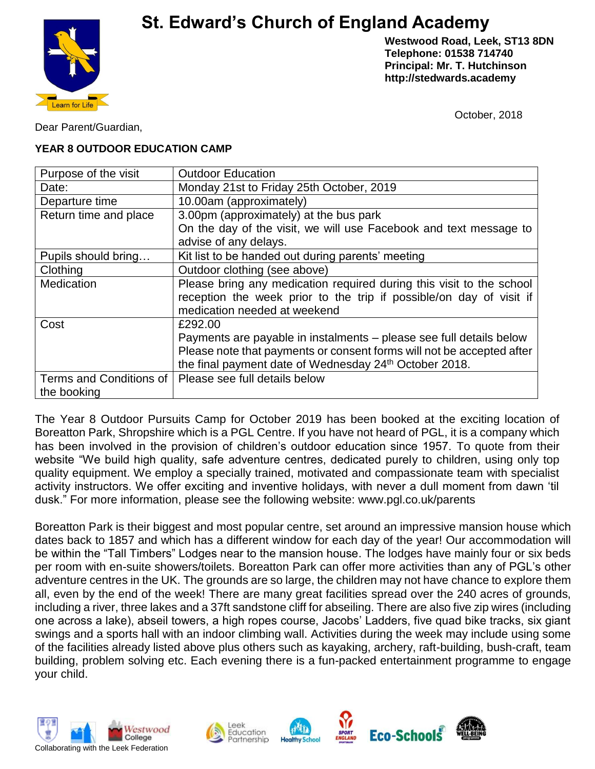# St. Edward's Church of England Academy

**Westwood Road, Leek, ST13 8DN**
**Telephone: 01538 714740**
**Principal: Mr. T. Hutchinson**
**http://stedwards.academy**

October, 2018

Dear Parent/Guardian,

**YEAR 8 OUTDOOR EDUCATION CAMP**

| Purpose of the visit | Outdoor Education |
|---|---|
| Date: | Monday 21st to Friday 25th October, 2019 |
| Departure time | 10.00am (approximately) |
| Return time and place | 3.00pm (approximately) at the bus park<br>On the day of the visit, we will use Facebook and text message to advise of any delays. |
| Pupils should bring… | Kit list to be handed out during parents' meeting |
| Clothing | Outdoor clothing (see above) |
| Medication | Please bring any medication required during this visit to the school reception the week prior to the trip if possible/on day of visit if medication needed at weekend |
| Cost | £292.00<br>Payments are payable in instalments – please see full details below<br>Please note that payments or consent forms will not be accepted after the final payment date of Wednesday 24th October 2018. |
| Terms and Conditions of the booking | Please see full details below |

The Year 8 Outdoor Pursuits Camp for October 2019 has been booked at the exciting location of Boreatton Park, Shropshire which is a PGL Centre. If you have not heard of PGL, it is a company which has been involved in the provision of children's outdoor education since 1957. To quote from their website "We build high quality, safe adventure centres, dedicated purely to children, using only top quality equipment. We employ a specially trained, motivated and compassionate team with specialist activity instructors. We offer exciting and inventive holidays, with never a dull moment from dawn 'til dusk." For more information, please see the following website: www.pgl.co.uk/parents

Boreatton Park is their biggest and most popular centre, set around an impressive mansion house which dates back to 1857 and which has a different window for each day of the year! Our accommodation will be within the "Tall Timbers" Lodges near to the mansion house. The lodges have mainly four or six beds per room with en-suite showers/toilets. Boreatton Park can offer more activities than any of PGL's other adventure centres in the UK. The grounds are so large, the children may not have chance to explore them all, even by the end of the week! There are many great facilities spread over the 240 acres of grounds, including a river, three lakes and a 37ft sandstone cliff for abseiling. There are also five zip wires (including one across a lake), abseil towers, a high ropes course, Jacobs' Ladders, five quad bike tracks, six giant swings and a sports hall with an indoor climbing wall. Activities during the week may include using some of the facilities already listed above plus others such as kayaking, archery, raft-building, bush-craft, team building, problem solving etc. Each evening there is a fun-packed entertainment programme to engage your child.

Collaborating with the Leek Federation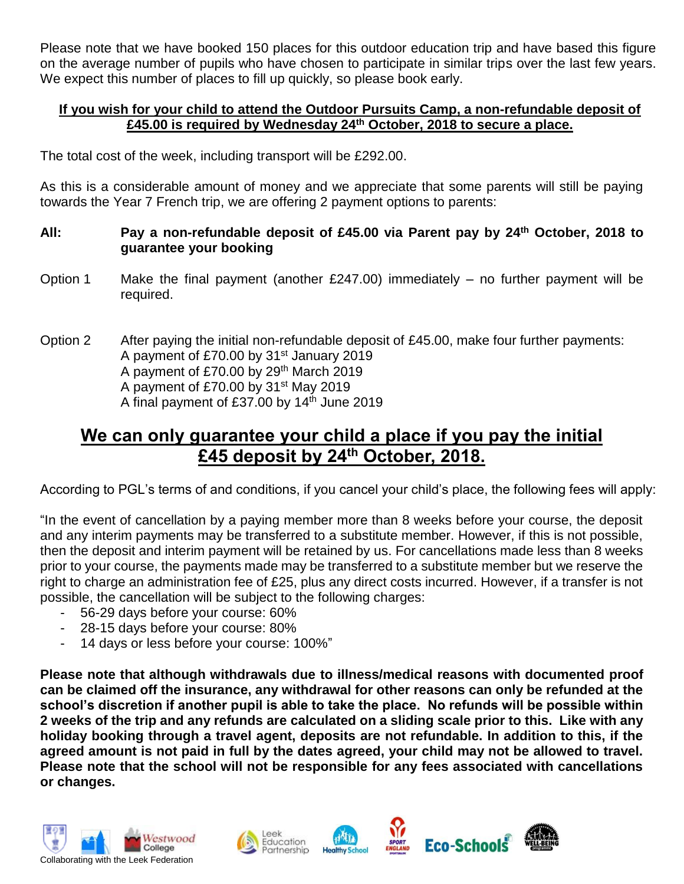Please note that we have booked 150 places for this outdoor education trip and have based this figure on the average number of pupils who have chosen to participate in similar trips over the last few years. We expect this number of places to fill up quickly, so please book early.

**If you wish for your child to attend the Outdoor Pursuits Camp, a non-refundable deposit of £45.00 is required by Wednesday 24th October, 2018 to secure a place.**

The total cost of the week, including transport will be £292.00.

As this is a considerable amount of money and we appreciate that some parents will still be paying towards the Year 7 French trip, we are offering 2 payment options to parents:

**All:** **Pay a non-refundable deposit of £45.00 via Parent pay by 24th October, 2018 to guarantee your booking**

Option 1 Make the final payment (another £247.00) immediately – no further payment will be required.

Option 2 After paying the initial non-refundable deposit of £45.00, make four further payments:
A payment of £70.00 by 31st January 2019
A payment of £70.00 by 29th March 2019
A payment of £70.00 by 31st May 2019
A final payment of £37.00 by 14th June 2019

## We can only guarantee your child a place if you pay the initial £45 deposit by 24th October, 2018.

According to PGL's terms of and conditions, if you cancel your child's place, the following fees will apply:

"In the event of cancellation by a paying member more than 8 weeks before your course, the deposit and any interim payments may be transferred to a substitute member. However, if this is not possible, then the deposit and interim payment will be retained by us. For cancellations made less than 8 weeks prior to your course, the payments made may be transferred to a substitute member but we reserve the right to charge an administration fee of £25, plus any direct costs incurred. However, if a transfer is not possible, the cancellation will be subject to the following charges:

- 56-29 days before your course: 60%
- 28-15 days before your course: 80%
- 14 days or less before your course: 100%"

**Please note that although withdrawals due to illness/medical reasons with documented proof can be claimed off the insurance, any withdrawal for other reasons can only be refunded at the school's discretion if another pupil is able to take the place. No refunds will be possible within 2 weeks of the trip and any refunds are calculated on a sliding scale prior to this. Like with any holiday booking through a travel agent, deposits are not refundable. In addition to this, if the agreed amount is not paid in full by the dates agreed, your child may not be allowed to travel. Please note that the school will not be responsible for any fees associated with cancellations or changes.**

Collaborating with the Leek Federation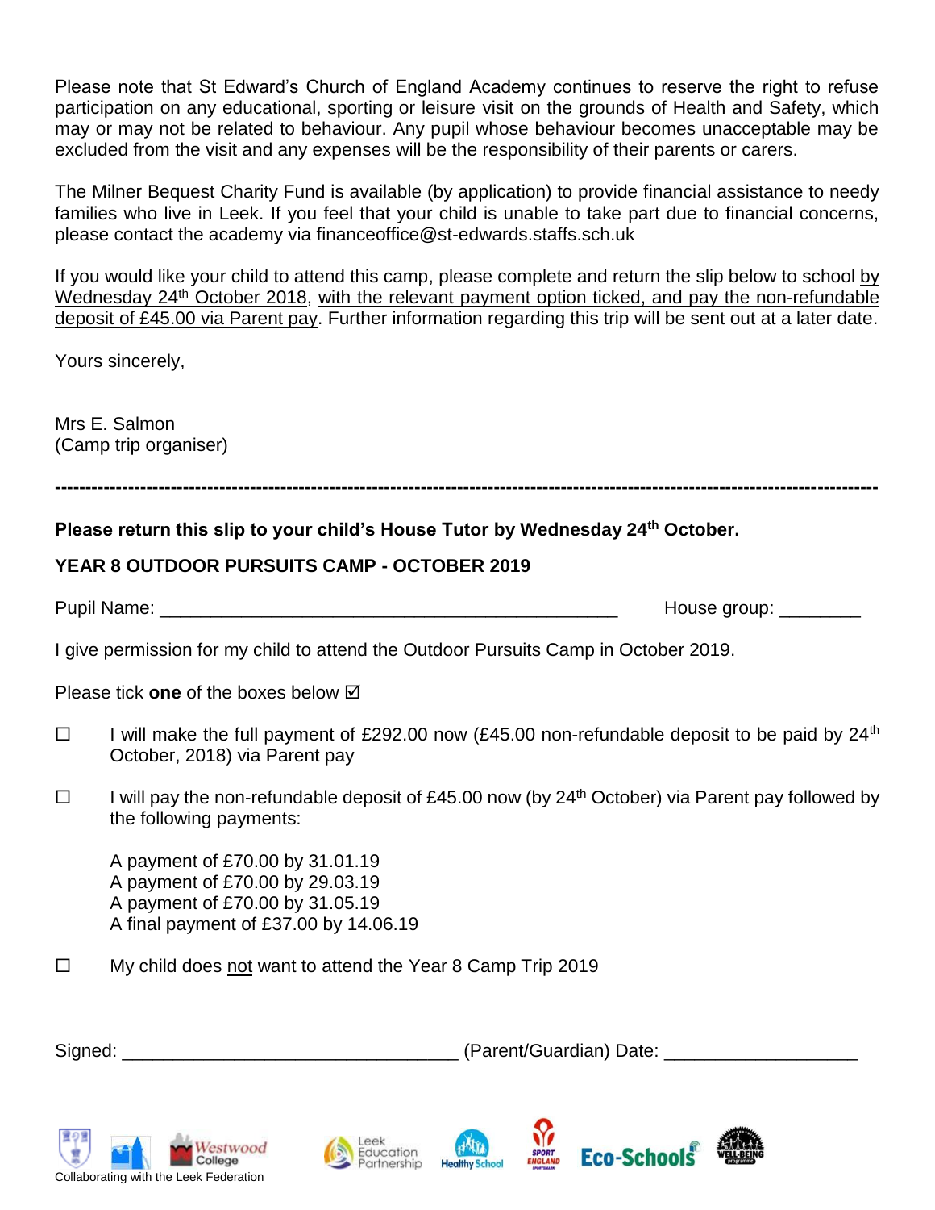Please note that St Edward's Church of England Academy continues to reserve the right to refuse participation on any educational, sporting or leisure visit on the grounds of Health and Safety, which may or may not be related to behaviour. Any pupil whose behaviour becomes unacceptable may be excluded from the visit and any expenses will be the responsibility of their parents or carers.

The Milner Bequest Charity Fund is available (by application) to provide financial assistance to needy families who live in Leek. If you feel that your child is unable to take part due to financial concerns, please contact the academy via financeoffice@st-edwards.staffs.sch.uk

If you would like your child to attend this camp, please complete and return the slip below to school by Wednesday 24th October 2018, with the relevant payment option ticked, and pay the non-refundable deposit of £45.00 via Parent pay. Further information regarding this trip will be sent out at a later date.

Yours sincerely,

Mrs E. Salmon
(Camp trip organiser)

---

**Please return this slip to your child's House Tutor by Wednesday 24th October.**

**YEAR 8 OUTDOOR PURSUITS CAMP - OCTOBER 2019**

Pupil Name: _______________________________________________ House group: ________

I give permission for my child to attend the Outdoor Pursuits Camp in October 2019.

Please tick **one** of the boxes below ☑

☐ I will make the full payment of £292.00 now (£45.00 non-refundable deposit to be paid by 24th October, 2018) via Parent pay

☐ I will pay the non-refundable deposit of £45.00 now (by 24th October) via Parent pay followed by the following payments:

A payment of £70.00 by 31.01.19
A payment of £70.00 by 29.03.19
A payment of £70.00 by 31.05.19
A final payment of £37.00 by 14.06.19

☐ My child does not want to attend the Year 8 Camp Trip 2019

Signed: ________________________________ (Parent/Guardian) Date: ___________________

Collaborating with the Leek Federation